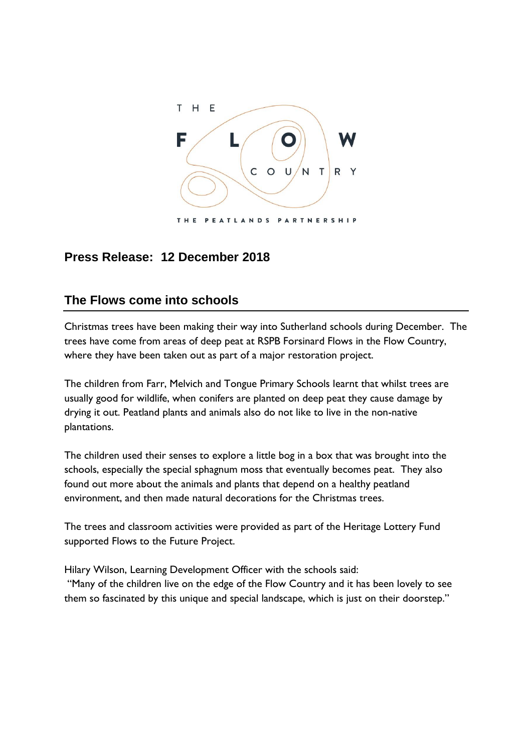THE FLOW COUNTRY

THE PEATLANDS PARTNERSHIP

## Press Release: 12 December 2018

## The Flows come into schools

Christmas trees have been making their way into Sutherland schools during December. The trees have come from areas of deep peat at RSPB Forsinard Flows in the Flow Country, where they have been taken out as part of a major restoration project.

The children from Farr, Melvich and Tongue Primary Schools learnt that whilst trees are usually good for wildlife, when conifers are planted on deep peat they cause damage by drying it out. Peatland plants and animals also do not like to live in the non-native plantations.

The children used their senses to explore a little bog in a box that was brought into the schools, especially the special sphagnum moss that eventually becomes peat. They also found out more about the animals and plants that depend on a healthy peatland environment, and then made natural decorations for the Christmas trees.

The trees and classroom activities were provided as part of the Heritage Lottery Fund supported Flows to the Future Project.

Hilary Wilson, Learning Development Officer with the schools said:
"Many of the children live on the edge of the Flow Country and it has been lovely to see them so fascinated by this unique and special landscape, which is just on their doorstep."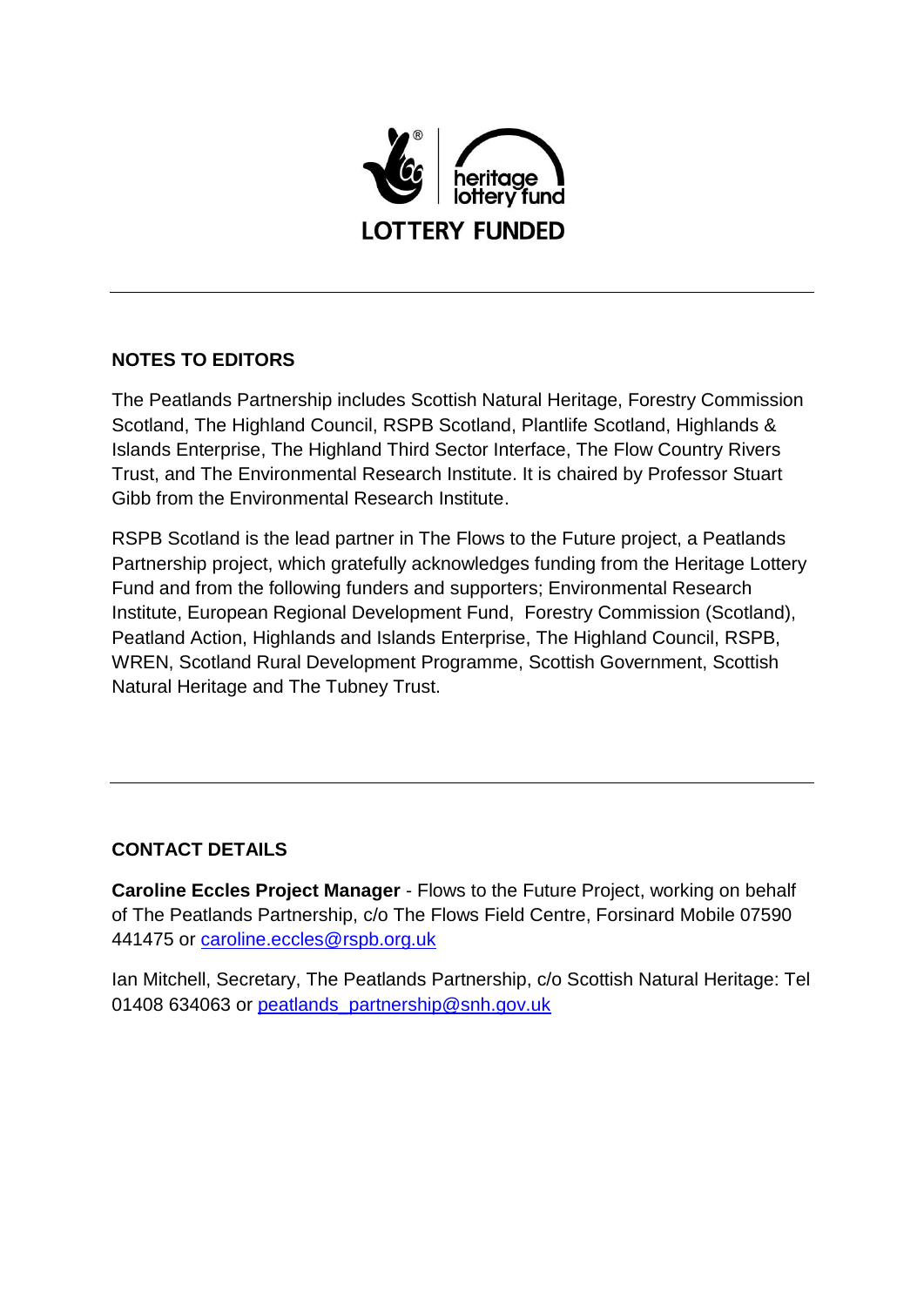heritage lottery fund

LOTTERY FUNDED

---

**NOTES TO EDITORS**

The Peatlands Partnership includes Scottish Natural Heritage, Forestry Commission Scotland, The Highland Council, RSPB Scotland, Plantlife Scotland, Highlands & Islands Enterprise, The Highland Third Sector Interface, The Flow Country Rivers Trust, and The Environmental Research Institute. It is chaired by Professor Stuart Gibb from the Environmental Research Institute.

RSPB Scotland is the lead partner in The Flows to the Future project, a Peatlands Partnership project, which gratefully acknowledges funding from the Heritage Lottery Fund and from the following funders and supporters; Environmental Research Institute, European Regional Development Fund, Forestry Commission (Scotland), Peatland Action, Highlands and Islands Enterprise, The Highland Council, RSPB, WREN, Scotland Rural Development Programme, Scottish Government, Scottish Natural Heritage and The Tubney Trust.

---

**CONTACT DETAILS**

**Caroline Eccles Project Manager** - Flows to the Future Project, working on behalf of The Peatlands Partnership, c/o The Flows Field Centre, Forsinard Mobile 07590 441475 or caroline.eccles@rspb.org.uk

Ian Mitchell, Secretary, The Peatlands Partnership, c/o Scottish Natural Heritage: Tel 01408 634063 or peatlands_partnership@snh.gov.uk